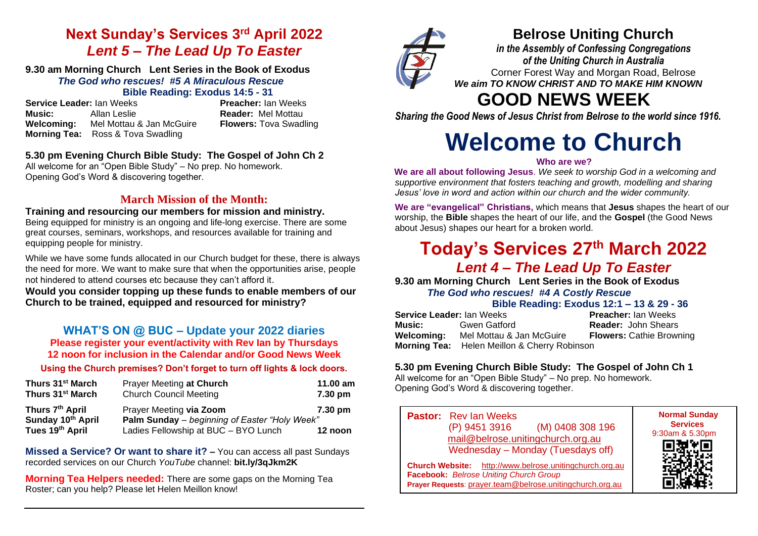# Belrose Uniting Church

***in the Assembly of Confessing Congregations of the Uniting Church in Australia***

Corner Forest Way and Morgan Road, Belrose

***We aim TO KNOW CHRIST AND TO MAKE HIM KNOWN***

# GOOD NEWS WEEK

***Sharing the Good News of Jesus Christ from Belrose to the world since 1916.***

# Welcome to Church

**Who are we?**

**We are all about following Jesus**. *We seek to worship God in a welcoming and supportive environment that fosters teaching and growth, modelling and sharing Jesus' love in word and action within our church and the wider community.*

**We are "evangelical" Christians,** which means that **Jesus** shapes the heart of our worship, the **Bible** shapes the heart of our life, and the **Gospel** (the Good News about Jesus) shapes our heart for a broken world.

## Today's Services 27th March 2022

### *Lent 4 – The Lead Up To Easter*

**9.30 am Morning Church Lent Series in the Book of Exodus**

***The God who rescues! #4 A Costly Rescue***

**Bible Reading: Exodus 12:1 – 13 & 29 - 36**

**Service Leader:** Ian Weeks
**Preacher:** Ian Weeks
**Music:** Gwen Gatford
**Reader:** John Shears
**Welcoming:** Mel Mottau & Jan McGuire
**Flowers:** Cathie Browning
**Morning Tea:** Helen Meillon & Cherry Robinson

**5.30 pm Evening Church Bible Study: The Gospel of John Ch 1**

All welcome for an "Open Bible Study" – No prep. No homework.
Opening God's Word & discovering together.

**Pastor:** Rev Ian Weeks
(P) 9451 3916 (M) 0408 308 196
mail@belrose.unitingchurch.org.au
Wednesday – Monday (Tuesdays off)

**Church Website:** http://www.belrose.unitingchurch.org.au
**Facebook:** *Belrose Uniting Church Group*
**Prayer Requests**: prayer.team@belrose.unitingchurch.org.au

**Normal Sunday Services**
9:30am & 5.30pm

## Next Sunday's Services 3rd April 2022

### *Lent 5 – The Lead Up To Easter*

**9.30 am Morning Church Lent Series in the Book of Exodus**

***The God who rescues! #5 A Miraculous Rescue***

**Bible Reading: Exodus 14:5 - 31**

**Service Leader:** Ian Weeks
**Preacher:** Ian Weeks
**Music:** Allan Leslie
**Reader:** Mel Mottau
**Welcoming:** Mel Mottau & Jan McGuire
**Flowers:** Tova Swadling
**Morning Tea:** Ross & Tova Swadling

**5.30 pm Evening Church Bible Study: The Gospel of John Ch 2**

All welcome for an "Open Bible Study" – No prep. No homework.
Opening God's Word & discovering together.

### March Mission of the Month:

**Training and resourcing our members for mission and ministry.**

Being equipped for ministry is an ongoing and life-long exercise. There are some great courses, seminars, workshops, and resources available for training and equipping people for ministry.

While we have some funds allocated in our Church budget for these, there is always the need for more. We want to make sure that when the opportunities arise, people not hindered to attend courses etc because they can't afford it.

**Would you consider topping up these funds to enable members of our Church to be trained, equipped and resourced for ministry?**

### WHAT'S ON @ BUC – Update your 2022 diaries

**Please register your event/activity with Rev Ian by Thursdays 12 noon for inclusion in the Calendar and/or Good News Week**

**Using the Church premises? Don't forget to turn off lights & lock doors.**

| | | |
|---|---|---|
| **Thurs 31st March** | Prayer Meeting **at Church** | **11.00 am** |
| **Thurs 31st March** | Church Council Meeting | **7.30 pm** |
| **Thurs 7th April** | Prayer Meeting **via Zoom** | **7.30 pm** |
| **Sunday 10th April** | **Palm Sunday** – *beginning of Easter "Holy Week"* | |
| **Tues 19th April** | Ladies Fellowship at BUC – BYO Lunch | **12 noon** |

**Missed a Service? Or want to share it? –** You can access all past Sundays recorded services on our Church *YouTube* channel: **bit.ly/3qJkm2K**

**Morning Tea Helpers needed:** There are some gaps on the Morning Tea Roster; can you help? Please let Helen Meillon know!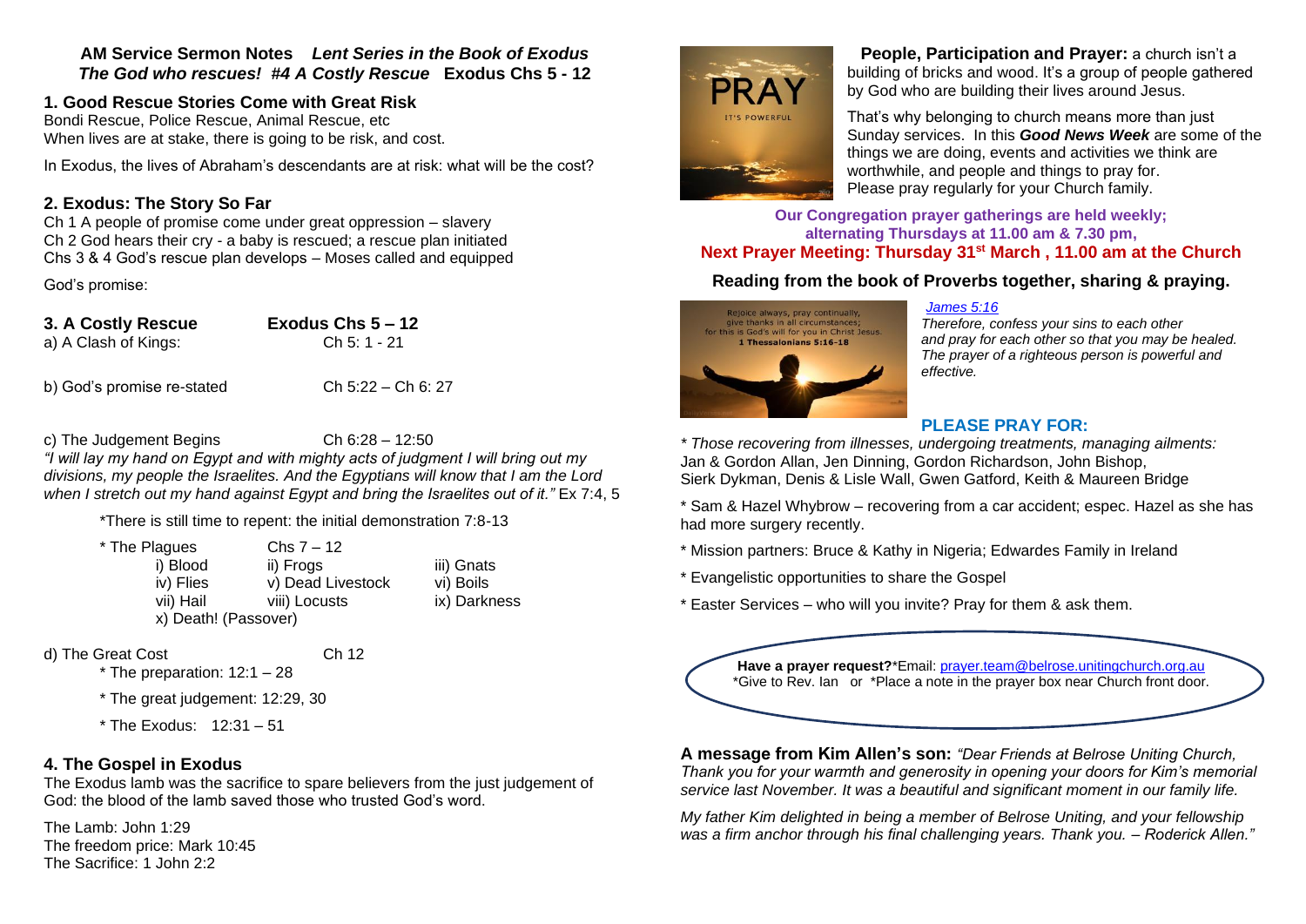**AM Service Sermon Notes** ***Lent Series in the Book of Exodus***
***The God who rescues! #4 A Costly Rescue*** **Exodus Chs 5 - 12**

## 1. Good Rescue Stories Come with Great Risk

Bondi Rescue, Police Rescue, Animal Rescue, etc
When lives are at stake, there is going to be risk, and cost.

In Exodus, the lives of Abraham's descendants are at risk: what will be the cost?

## 2. Exodus: The Story So Far

Ch 1 A people of promise come under great oppression – slavery
Ch 2 God hears their cry - a baby is rescued; a rescue plan initiated
Chs 3 & 4 God's rescue plan develops – Moses called and equipped

God's promise:

## 3. A Costly Rescue Exodus Chs 5 – 12

a) A Clash of Kings: Ch 5: 1 - 21

b) God's promise re-stated Ch 5:22 – Ch 6: 27

c) The Judgement Begins Ch 6:28 – 12:50

*"I will lay my hand on Egypt and with mighty acts of judgment I will bring out my divisions, my people the Israelites. And the Egyptians will know that I am the Lord when I stretch out my hand against Egypt and bring the Israelites out of it."* Ex 7:4, 5

*There is still time to repent: the initial demonstration 7:8-13

* The Plagues Chs 7 – 12

| | | |
|---|---|---|
| i) Blood | ii) Frogs | iii) Gnats |
| iv) Flies | v) Dead Livestock | vi) Boils |
| vii) Hail | viii) Locusts | ix) Darkness |
| x) Death! (Passover) | | |

d) The Great Cost Ch 12

* The preparation: 12:1 – 28

* The great judgement: 12:29, 30

* The Exodus: 12:31 – 51

## 4. The Gospel in Exodus

The Exodus lamb was the sacrifice to spare believers from the just judgement of God: the blood of the lamb saved those who trusted God's word.

The Lamb: John 1:29
The freedom price: Mark 10:45
The Sacrifice: 1 John 2:2

PRAY
IT'S POWERFUL

**People, Participation and Prayer:** a church isn't a building of bricks and wood. It's a group of people gathered by God who are building their lives around Jesus.

That's why belonging to church means more than just Sunday services. In this ***Good News Week*** are some of the things we are doing, events and activities we think are worthwhile, and people and things to pray for.
Please pray regularly for your Church family.

**Our Congregation prayer gatherings are held weekly; alternating Thursdays at 11.00 am & 7.30 pm,**
**Next Prayer Meeting: Thursday 31st March , 11.00 am at the Church**

**Reading from the book of Proverbs together, sharing & praying.**

Rejoice always, pray continually, give thanks in all circumstances; for this is God's will for you in Christ Jesus.
**1 Thessalonians 5:16-18**

*James 5:16*
*Therefore, confess your sins to each other and pray for each other so that you may be healed. The prayer of a righteous person is powerful and effective.*

## PLEASE PRAY FOR:

* *Those recovering from illnesses, undergoing treatments, managing ailments:* Jan & Gordon Allan, Jen Dinning, Gordon Richardson, John Bishop, Sierk Dykman, Denis & Lisle Wall, Gwen Gatford, Keith & Maureen Bridge

* Sam & Hazel Whybrow – recovering from a car accident; espec. Hazel as she has had more surgery recently.

* Mission partners: Bruce & Kathy in Nigeria; Edwardes Family in Ireland

* Evangelistic opportunities to share the Gospel

* Easter Services – who will you invite? Pray for them & ask them.

**Have a prayer request?***Email: prayer.team@belrose.unitingchurch.org.au
*Give to Rev. Ian or *Place a note in the prayer box near Church front door.

**A message from Kim Allen's son:** *"Dear Friends at Belrose Uniting Church, Thank you for your warmth and generosity in opening your doors for Kim's memorial service last November. It was a beautiful and significant moment in our family life.*

*My father Kim delighted in being a member of Belrose Uniting, and your fellowship was a firm anchor through his final challenging years. Thank you. – Roderick Allen."*